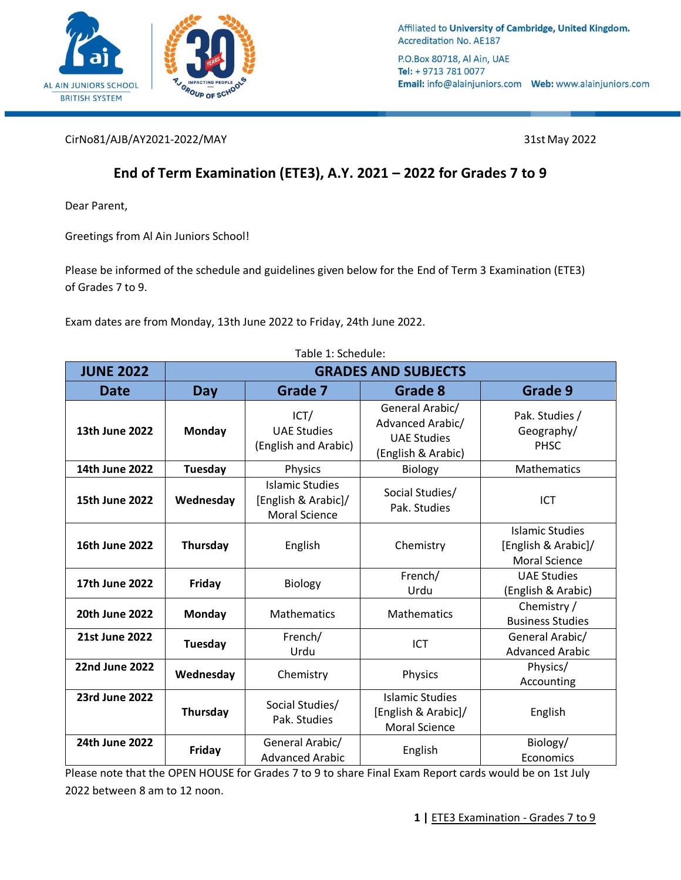Affiliated to **University of Cambridge, United Kingdom.**
Accreditation No. AE187

P.O.Box 80718, Al Ain, UAE
**Tel:** + 9713 781 0077
**Email:** info@alainjuniors.com **Web:** www.alainjuniors.com

CirNo81/AJB/AY2021-2022/MAY

31st May 2022

# End of Term Examination (ETE3), A.Y. 2021 – 2022 for Grades 7 to 9

Dear Parent,

Greetings from Al Ain Juniors School!

Please be informed of the schedule and guidelines given below for the End of Term 3 Examination (ETE3) of Grades 7 to 9.

Exam dates are from Monday, 13th June 2022 to Friday, 24th June 2022.

Table 1: Schedule:

| JUNE 2022 | GRADES AND SUBJECTS | | | |
|---|---|---|---|---|
| **Date** | **Day** | **Grade 7** | **Grade 8** | **Grade 9** |
| **13th June 2022** | **Monday** | ICT/ UAE Studies (English and Arabic) | General Arabic/ Advanced Arabic/ UAE Studies (English & Arabic) | Pak. Studies / Geography/ PHSC |
| **14th June 2022** | **Tuesday** | Physics | Biology | Mathematics |
| **15th June 2022** | **Wednesday** | Islamic Studies [English & Arabic]/ Moral Science | Social Studies/ Pak. Studies | ICT |
| **16th June 2022** | **Thursday** | English | Chemistry | Islamic Studies [English & Arabic]/ Moral Science |
| **17th June 2022** | **Friday** | Biology | French/ Urdu | UAE Studies (English & Arabic) |
| **20th June 2022** | **Monday** | Mathematics | Mathematics | Chemistry / Business Studies |
| **21st June 2022** | **Tuesday** | French/ Urdu | ICT | General Arabic/ Advanced Arabic |
| **22nd June 2022** | **Wednesday** | Chemistry | Physics | Physics/ Accounting |
| **23rd June 2022** | **Thursday** | Social Studies/ Pak. Studies | Islamic Studies [English & Arabic]/ Moral Science | English |
| **24th June 2022** | **Friday** | General Arabic/ Advanced Arabic | English | Biology/ Economics |

Please note that the OPEN HOUSE for Grades 7 to 9 to share Final Exam Report cards would be on 1st July 2022 between 8 am to 12 noon.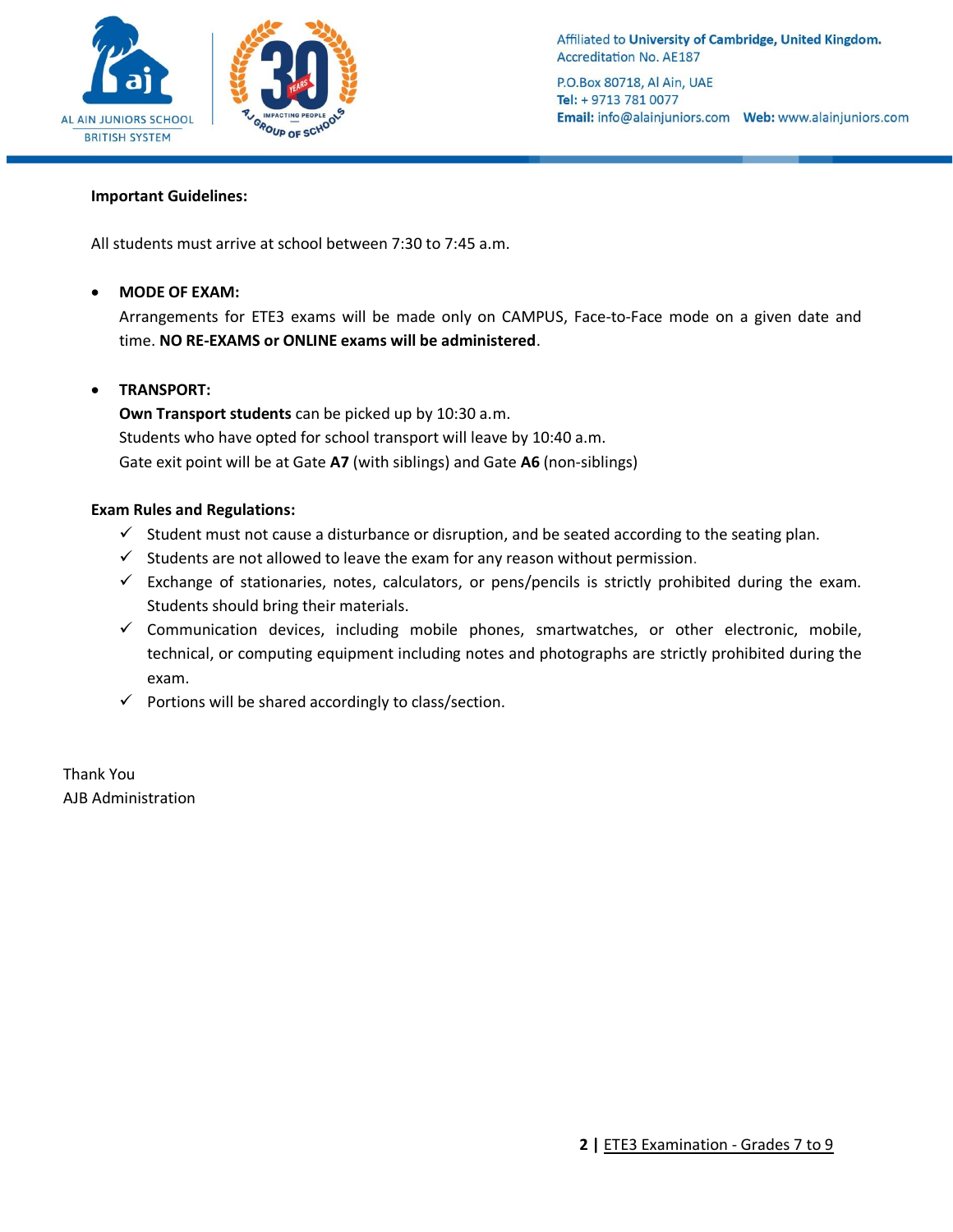**Important Guidelines:**

All students must arrive at school between 7:30 to 7:45 a.m.

- **MODE OF EXAM:**
  Arrangements for ETE3 exams will be made only on CAMPUS, Face-to-Face mode on a given date and time. **NO RE-EXAMS or ONLINE exams will be administered**.

- **TRANSPORT:**
  **Own Transport students** can be picked up by 10:30 a.m.
  Students who have opted for school transport will leave by 10:40 a.m.
  Gate exit point will be at Gate **A7** (with siblings) and Gate **A6** (non-siblings)

**Exam Rules and Regulations:**

- ✓ Student must not cause a disturbance or disruption, and be seated according to the seating plan.
- ✓ Students are not allowed to leave the exam for any reason without permission.
- ✓ Exchange of stationaries, notes, calculators, or pens/pencils is strictly prohibited during the exam. Students should bring their materials.
- ✓ Communication devices, including mobile phones, smartwatches, or other electronic, mobile, technical, or computing equipment including notes and photographs are strictly prohibited during the exam.
- ✓ Portions will be shared accordingly to class/section.

Thank You
AJB Administration